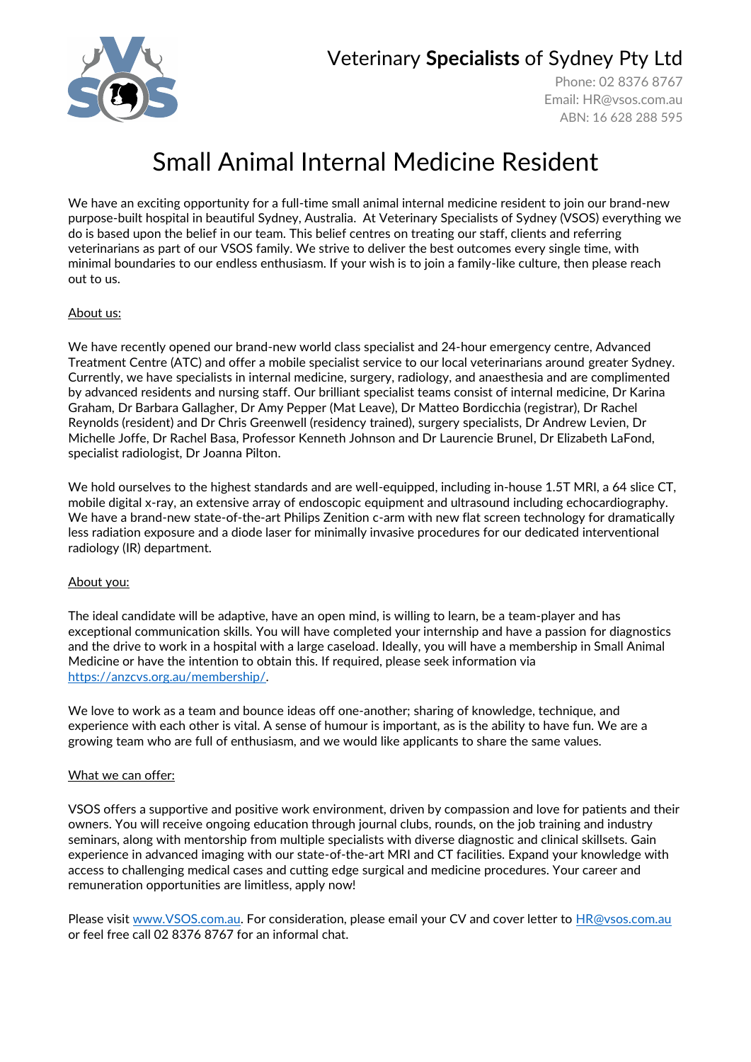Veterinary **Specialists** of Sydney Pty Ltd

Phone: 02 8376 8767
Email: HR@vsos.com.au
ABN: 16 628 288 595

# Small Animal Internal Medicine Resident

We have an exciting opportunity for a full-time small animal internal medicine resident to join our brand-new purpose-built hospital in beautiful Sydney, Australia. At Veterinary Specialists of Sydney (VSOS) everything we do is based upon the belief in our team. This belief centres on treating our staff, clients and referring veterinarians as part of our VSOS family. We strive to deliver the best outcomes every single time, with minimal boundaries to our endless enthusiasm. If your wish is to join a family-like culture, then please reach out to us.

## About us:

We have recently opened our brand-new world class specialist and 24-hour emergency centre, Advanced Treatment Centre (ATC) and offer a mobile specialist service to our local veterinarians around greater Sydney. Currently, we have specialists in internal medicine, surgery, radiology, and anaesthesia and are complimented by advanced residents and nursing staff. Our brilliant specialist teams consist of internal medicine, Dr Karina Graham, Dr Barbara Gallagher, Dr Amy Pepper (Mat Leave), Dr Matteo Bordicchia (registrar), Dr Rachel Reynolds (resident) and Dr Chris Greenwell (residency trained), surgery specialists, Dr Andrew Levien, Dr Michelle Joffe, Dr Rachel Basa, Professor Kenneth Johnson and Dr Laurencie Brunel, Dr Elizabeth LaFond, specialist radiologist, Dr Joanna Pilton.

We hold ourselves to the highest standards and are well-equipped, including in-house 1.5T MRI, a 64 slice CT, mobile digital x-ray, an extensive array of endoscopic equipment and ultrasound including echocardiography. We have a brand-new state-of-the-art Philips Zenition c-arm with new flat screen technology for dramatically less radiation exposure and a diode laser for minimally invasive procedures for our dedicated interventional radiology (IR) department.

## About you:

The ideal candidate will be adaptive, have an open mind, is willing to learn, be a team-player and has exceptional communication skills. You will have completed your internship and have a passion for diagnostics and the drive to work in a hospital with a large caseload. Ideally, you will have a membership in Small Animal Medicine or have the intention to obtain this. If required, please seek information via [https://anzcvs.org.au/membership/](https://anzcvs.org.au/membership/).

We love to work as a team and bounce ideas off one-another; sharing of knowledge, technique, and experience with each other is vital. A sense of humour is important, as is the ability to have fun. We are a growing team who are full of enthusiasm, and we would like applicants to share the same values.

## What we can offer:

VSOS offers a supportive and positive work environment, driven by compassion and love for patients and their owners. You will receive ongoing education through journal clubs, rounds, on the job training and industry seminars, along with mentorship from multiple specialists with diverse diagnostic and clinical skillsets. Gain experience in advanced imaging with our state-of-the-art MRI and CT facilities. Expand your knowledge with access to challenging medical cases and cutting edge surgical and medicine procedures. Your career and remuneration opportunities are limitless, apply now!

Please visit [www.VSOS.com.au](http://www.VSOS.com.au). For consideration, please email your CV and cover letter to [HR@vsos.com.au](mailto:HR@vsos.com.au) or feel free call 02 8376 8767 for an informal chat.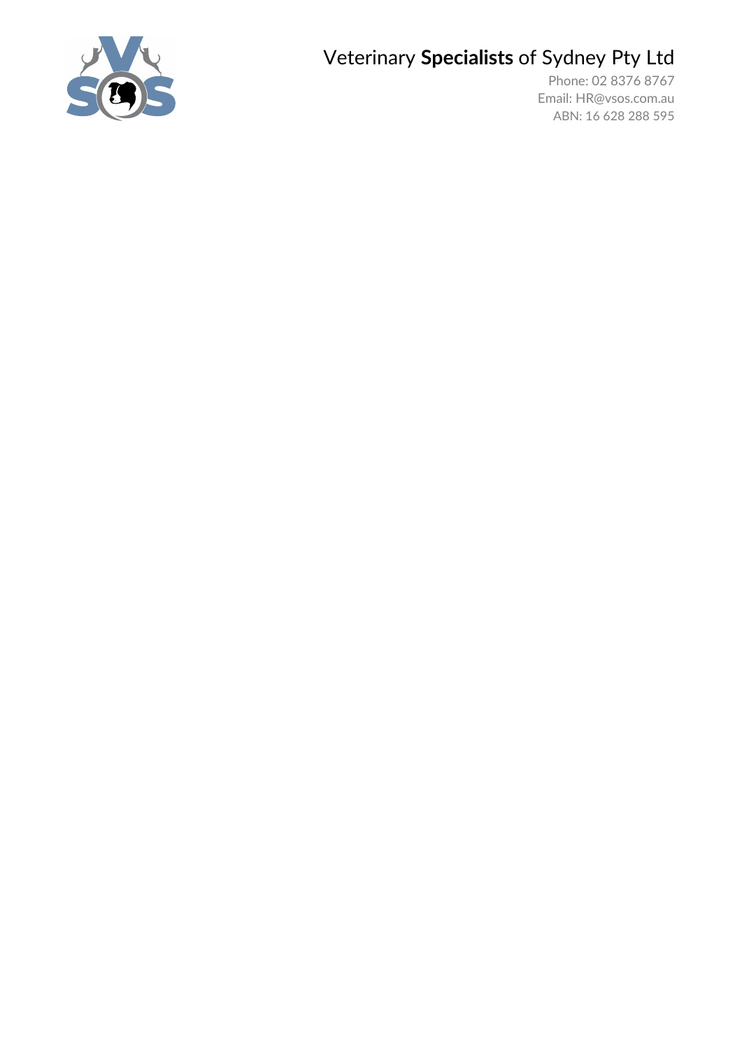Veterinary **Specialists** of Sydney Pty Ltd

Phone: 02 8376 8767
Email: HR@vsos.com.au
ABN: 16 628 288 595